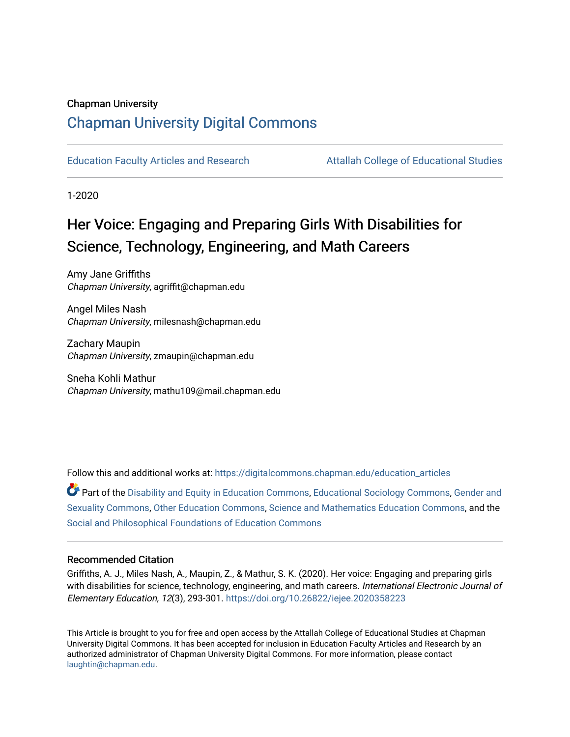Chapman University

# Chapman University Digital Commons

Education Faculty Articles and Research | Attallah College of Educational Studies

1-2020

## Her Voice: Engaging and Preparing Girls With Disabilities for Science, Technology, Engineering, and Math Careers

Amy Jane Griffiths
*Chapman University*, agriffit@chapman.edu

Angel Miles Nash
*Chapman University*, milesnash@chapman.edu

Zachary Maupin
*Chapman University*, zmaupin@chapman.edu

Sneha Kohli Mathur
*Chapman University*, mathu109@mail.chapman.edu

Follow this and additional works at: https://digitalcommons.chapman.edu/education_articles

Part of the Disability and Equity in Education Commons, Educational Sociology Commons, Gender and Sexuality Commons, Other Education Commons, Science and Mathematics Education Commons, and the Social and Philosophical Foundations of Education Commons

### Recommended Citation

Griffiths, A. J., Miles Nash, A., Maupin, Z., & Mathur, S. K. (2020). Her voice: Engaging and preparing girls with disabilities for science, technology, engineering, and math careers. *International Electronic Journal of Elementary Education, 12*(3), 293-301. https://doi.org/10.26822/iejee.2020358223

This Article is brought to you for free and open access by the Attallah College of Educational Studies at Chapman University Digital Commons. It has been accepted for inclusion in Education Faculty Articles and Research by an authorized administrator of Chapman University Digital Commons. For more information, please contact laughtin@chapman.edu.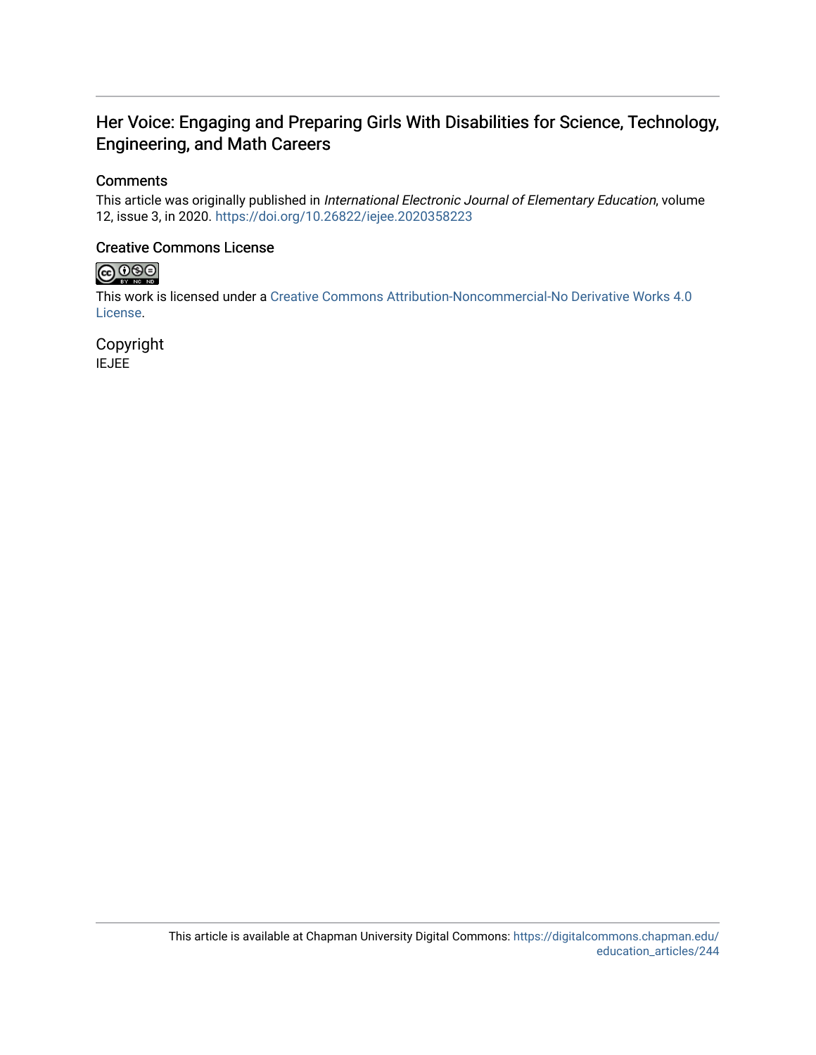# Her Voice: Engaging and Preparing Girls With Disabilities for Science, Technology, Engineering, and Math Careers

## Comments

This article was originally published in *International Electronic Journal of Elementary Education*, volume 12, issue 3, in 2020. https://doi.org/10.26822/iejee.2020358223

## Creative Commons License

This work is licensed under a Creative Commons Attribution-Noncommercial-No Derivative Works 4.0 License.

## Copyright

IEJEE

This article is available at Chapman University Digital Commons: https://digitalcommons.chapman.edu/education_articles/244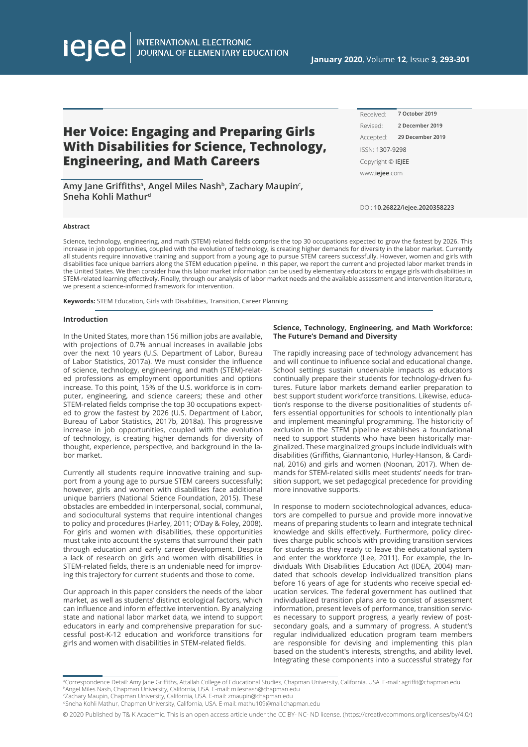# Her Voice: Engaging and Preparing Girls With Disabilities for Science, Technology, Engineering, and Math Careers

Received: 7 October 2019
Revised: 2 December 2019
Accepted: 29 December 2019
ISSN: 1307-9298
Copyright © IEJEE
www.iejee.com

DOI: 10.26822/iejee.2020358223

**Amy Jane Griffiths[a], Angel Miles Nash[b], Zachary Maupin[c], Sneha Kohli Mathur[d]**

**Abstract**

Science, technology, engineering, and math (STEM) related fields comprise the top 30 occupations expected to grow the fastest by 2026. This increase in job opportunities, coupled with the evolution of technology, is creating higher demands for diversity in the labor market. Currently all students require innovative training and support from a young age to pursue STEM careers successfully. However, women and girls with disabilities face unique barriers along the STEM education pipeline. In this paper, we report the current and projected labor market trends in the United States. We then consider how this labor market information can be used by elementary educators to engage girls with disabilities in STEM-related learning effectively. Finally, through our analysis of labor market needs and the available assessment and intervention literature, we present a science-informed framework for intervention.

**Keywords:** STEM Education, Girls with Disabilities, Transition, Career Planning

## Introduction

In the United States, more than 156 million jobs are available, with projections of 0.7% annual increases in available jobs over the next 10 years (U.S. Department of Labor, Bureau of Labor Statistics, 2017a). We must consider the influence of science, technology, engineering, and math (STEM)-related professions as employment opportunities and options increase. To this point, 15% of the U.S. workforce is in computer, engineering, and science careers; these and other STEM-related fields comprise the top 30 occupations expected to grow the fastest by 2026 (U.S. Department of Labor, Bureau of Labor Statistics, 2017b, 2018a). This progressive increase in job opportunities, coupled with the evolution of technology, is creating higher demands for diversity of thought, experience, perspective, and background in the labor market.

Currently all students require innovative training and support from a young age to pursue STEM careers successfully; however, girls and women with disabilities face additional unique barriers (National Science Foundation, 2015). These obstacles are embedded in interpersonal, social, communal, and sociocultural systems that require intentional changes to policy and procedures (Harley, 2011; O'Day & Foley, 2008). For girls and women with disabilities, these opportunities must take into account the systems that surround their path through education and early career development. Despite a lack of research on girls and women with disabilities in STEM-related fields, there is an undeniable need for improving this trajectory for current students and those to come.

Our approach in this paper considers the needs of the labor market, as well as students' distinct ecological factors, which can influence and inform effective intervention. By analyzing state and national labor market data, we intend to support educators in early and comprehensive preparation for successful post-K-12 education and workforce transitions for girls and women with disabilities in STEM-related fields.

## Science, Technology, Engineering, and Math Workforce: The Future's Demand and Diversity

The rapidly increasing pace of technology advancement has and will continue to influence social and educational change. School settings sustain undeniable impacts as educators continually prepare their students for technology-driven futures. Future labor markets demand earlier preparation to best support student workforce transitions. Likewise, education's response to the diverse positionalities of students offers essential opportunities for schools to intentionally plan and implement meaningful programming. The historicity of exclusion in the STEM pipeline establishes a foundational need to support students who have been historically marginalized. These marginalized groups include individuals with disabilities (Griffiths, Giannantonio, Hurley-Hanson, & Cardinal, 2016) and girls and women (Noonan, 2017). When demands for STEM-related skills meet students' needs for transition support, we set pedagogical precedence for providing more innovative supports.

In response to modern sociotechnological advances, educators are compelled to pursue and provide more innovative means of preparing students to learn and integrate technical knowledge and skills effectively. Furthermore, policy directives charge public schools with providing transition services for students as they ready to leave the educational system and enter the workforce (Lee, 2011). For example, the Individuals With Disabilities Education Act (IDEA, 2004) mandated that schools develop individualized transition plans before 16 years of age for students who receive special education services. The federal government has outlined that individualized transition plans are to consist of assessment information, present levels of performance, transition services necessary to support progress, a yearly review of postsecondary goals, and a summary of progress. A student's regular individualized education program team members are responsible for devising and implementing this plan based on the student's interests, strengths, and ability level. Integrating these components into a successful strategy for

[a]Correspondence Detail: Amy Jane Griffiths, Attallah College of Educational Studies, Chapman University, California, USA. E-mail: agriffit@chapman.edu
[b]Angel Miles Nash, Chapman University, California, USA. E-mail: milesnash@chapman.edu
[c]Zachary Maupin, Chapman University, California, USA. E-mail: zmaupin@chapman.edu
[d]Sneha Kohli Mathur, Chapman University, California, USA. E-mail: mathu109@mail.chapman.edu

© 2020 Published by T& K Academic. This is an open access article under the CC BY- NC- ND license. (https://creativecommons.org/licenses/by/4.0/)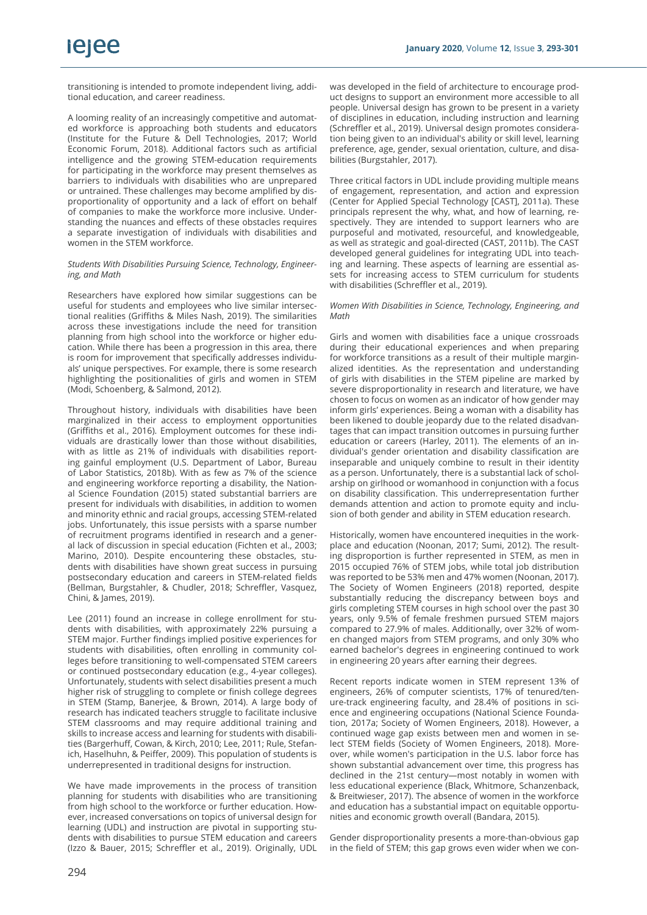transitioning is intended to promote independent living, additional education, and career readiness.

A looming reality of an increasingly competitive and automated workforce is approaching both students and educators (Institute for the Future & Dell Technologies, 2017; World Economic Forum, 2018). Additional factors such as artificial intelligence and the growing STEM-education requirements for participating in the workforce may present themselves as barriers to individuals with disabilities who are unprepared or untrained. These challenges may become amplified by disproportionality of opportunity and a lack of effort on behalf of companies to make the workforce more inclusive. Understanding the nuances and effects of these obstacles requires a separate investigation of individuals with disabilities and women in the STEM workforce.

*Students With Disabilities Pursuing Science, Technology, Engineering, and Math*

Researchers have explored how similar suggestions can be useful for students and employees who live similar intersectional realities (Griffiths & Miles Nash, 2019). The similarities across these investigations include the need for transition planning from high school into the workforce or higher education. While there has been a progression in this area, there is room for improvement that specifically addresses individuals' unique perspectives. For example, there is some research highlighting the positionalities of girls and women in STEM (Modi, Schoenberg, & Salmond, 2012).

Throughout history, individuals with disabilities have been marginalized in their access to employment opportunities (Griffiths et al., 2016). Employment outcomes for these individuals are drastically lower than those without disabilities, with as little as 21% of individuals with disabilities reporting gainful employment (U.S. Department of Labor, Bureau of Labor Statistics, 2018b). With as few as 7% of the science and engineering workforce reporting a disability, the National Science Foundation (2015) stated substantial barriers are present for individuals with disabilities, in addition to women and minority ethnic and racial groups, accessing STEM-related jobs. Unfortunately, this issue persists with a sparse number of recruitment programs identified in research and a general lack of discussion in special education (Fichten et al., 2003; Marino, 2010). Despite encountering these obstacles, students with disabilities have shown great success in pursuing postsecondary education and careers in STEM-related fields (Bellman, Burgstahler, & Chudler, 2018; Schreffler, Vasquez, Chini, & James, 2019).

Lee (2011) found an increase in college enrollment for students with disabilities, with approximately 22% pursuing a STEM major. Further findings implied positive experiences for students with disabilities, often enrolling in community colleges before transitioning to well-compensated STEM careers or continued postsecondary education (e.g., 4-year colleges). Unfortunately, students with select disabilities present a much higher risk of struggling to complete or finish college degrees in STEM (Stamp, Banerjee, & Brown, 2014). A large body of research has indicated teachers struggle to facilitate inclusive STEM classrooms and may require additional training and skills to increase access and learning for students with disabilities (Bargerhuff, Cowan, & Kirch, 2010; Lee, 2011; Rule, Stefanich, Haselhuhn, & Peiffer, 2009). This population of students is underrepresented in traditional designs for instruction.

We have made improvements in the process of transition planning for students with disabilities who are transitioning from high school to the workforce or further education. However, increased conversations on topics of universal design for learning (UDL) and instruction are pivotal in supporting students with disabilities to pursue STEM education and careers (Izzo & Bauer, 2015; Schreffler et al., 2019). Originally, UDL was developed in the field of architecture to encourage product designs to support an environment more accessible to all people. Universal design has grown to be present in a variety of disciplines in education, including instruction and learning (Schreffler et al., 2019). Universal design promotes consideration being given to an individual's ability or skill level, learning preference, age, gender, sexual orientation, culture, and disabilities (Burgstahler, 2017).

Three critical factors in UDL include providing multiple means of engagement, representation, and action and expression (Center for Applied Special Technology [CAST], 2011a). These principals represent the why, what, and how of learning, respectively. They are intended to support learners who are purposeful and motivated, resourceful, and knowledgeable, as well as strategic and goal-directed (CAST, 2011b). The CAST developed general guidelines for integrating UDL into teaching and learning. These aspects of learning are essential assets for increasing access to STEM curriculum for students with disabilities (Schreffler et al., 2019).

*Women With Disabilities in Science, Technology, Engineering, and Math*

Girls and women with disabilities face a unique crossroads during their educational experiences and when preparing for workforce transitions as a result of their multiple marginalized identities. As the representation and understanding of girls with disabilities in the STEM pipeline are marked by severe disproportionality in research and literature, we have chosen to focus on women as an indicator of how gender may inform girls' experiences. Being a woman with a disability has been likened to double jeopardy due to the related disadvantages that can impact transition outcomes in pursuing further education or careers (Harley, 2011). The elements of an individual's gender orientation and disability classification are inseparable and uniquely combine to result in their identity as a person. Unfortunately, there is a substantial lack of scholarship on girlhood or womanhood in conjunction with a focus on disability classification. This underrepresentation further demands attention and action to promote equity and inclusion of both gender and ability in STEM education research.

Historically, women have encountered inequities in the workplace and education (Noonan, 2017; Sumi, 2012). The resulting disproportion is further represented in STEM, as men in 2015 occupied 76% of STEM jobs, while total job distribution was reported to be 53% men and 47% women (Noonan, 2017). The Society of Women Engineers (2018) reported, despite substantially reducing the discrepancy between boys and girls completing STEM courses in high school over the past 30 years, only 9.5% of female freshmen pursued STEM majors compared to 27.9% of males. Additionally, over 32% of women changed majors from STEM programs, and only 30% who earned bachelor's degrees in engineering continued to work in engineering 20 years after earning their degrees.

Recent reports indicate women in STEM represent 13% of engineers, 26% of computer scientists, 17% of tenured/tenure-track engineering faculty, and 28.4% of positions in science and engineering occupations (National Science Foundation, 2017a; Society of Women Engineers, 2018). However, a continued wage gap exists between men and women in select STEM fields (Society of Women Engineers, 2018). Moreover, while women's participation in the U.S. labor force has shown substantial advancement over time, this progress has declined in the 21st century—most notably in women with less educational experience (Black, Whitmore, Schanzenbach, & Breitwieser, 2017). The absence of women in the workforce and education has a substantial impact on equitable opportunities and economic growth overall (Bandara, 2015).

Gender disproportionality presents a more-than-obvious gap in the field of STEM; this gap grows even wider when we con-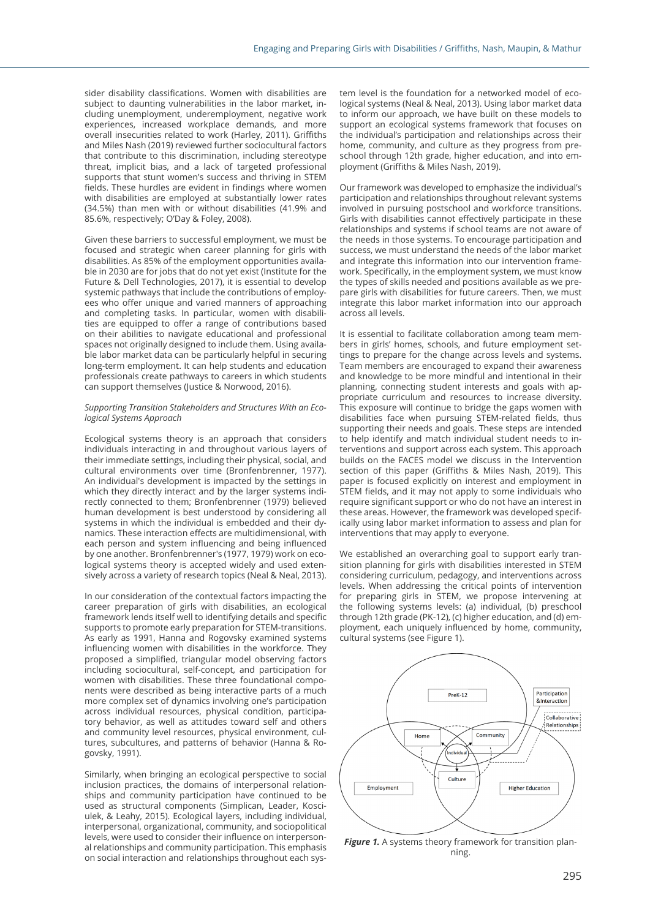sider disability classifications. Women with disabilities are subject to daunting vulnerabilities in the labor market, including unemployment, underemployment, negative work experiences, increased workplace demands, and more overall insecurities related to work (Harley, 2011). Griffiths and Miles Nash (2019) reviewed further sociocultural factors that contribute to this discrimination, including stereotype threat, implicit bias, and a lack of targeted professional supports that stunt women's success and thriving in STEM fields. These hurdles are evident in findings where women with disabilities are employed at substantially lower rates (34.5%) than men with or without disabilities (41.9% and 85.6%, respectively; O'Day & Foley, 2008).

Given these barriers to successful employment, we must be focused and strategic when career planning for girls with disabilities. As 85% of the employment opportunities available in 2030 are for jobs that do not yet exist (Institute for the Future & Dell Technologies, 2017), it is essential to develop systemic pathways that include the contributions of employees who offer unique and varied manners of approaching and completing tasks. In particular, women with disabilities are equipped to offer a range of contributions based on their abilities to navigate educational and professional spaces not originally designed to include them. Using available labor market data can be particularly helpful in securing long-term employment. It can help students and education professionals create pathways to careers in which students can support themselves (Justice & Norwood, 2016).

*Supporting Transition Stakeholders and Structures With an Ecological Systems Approach*

Ecological systems theory is an approach that considers individuals interacting in and throughout various layers of their immediate settings, including their physical, social, and cultural environments over time (Bronfenbrenner, 1977). An individual's development is impacted by the settings in which they directly interact and by the larger systems indirectly connected to them; Bronfenbrenner (1979) believed human development is best understood by considering all systems in which the individual is embedded and their dynamics. These interaction effects are multidimensional, with each person and system influencing and being influenced by one another. Bronfenbrenner's (1977, 1979) work on ecological systems theory is accepted widely and used extensively across a variety of research topics (Neal & Neal, 2013).

In our consideration of the contextual factors impacting the career preparation of girls with disabilities, an ecological framework lends itself well to identifying details and specific supports to promote early preparation for STEM-transitions. As early as 1991, Hanna and Rogovsky examined systems influencing women with disabilities in the workforce. They proposed a simplified, triangular model observing factors including sociocultural, self-concept, and participation for women with disabilities. These three foundational components were described as being interactive parts of a much more complex set of dynamics involving one's participation across individual resources, physical condition, participatory behavior, as well as attitudes toward self and others and community level resources, physical environment, cultures, subcultures, and patterns of behavior (Hanna & Rogovsky, 1991).

Similarly, when bringing an ecological perspective to social inclusion practices, the domains of interpersonal relationships and community participation have continued to be used as structural components (Simplican, Leader, Kosciulek, & Leahy, 2015). Ecological layers, including individual, interpersonal, organizational, community, and sociopolitical levels, were used to consider their influence on interpersonal relationships and community participation. This emphasis on social interaction and relationships throughout each system level is the foundation for a networked model of ecological systems (Neal & Neal, 2013). Using labor market data to inform our approach, we have built on these models to support an ecological systems framework that focuses on the individual's participation and relationships across their home, community, and culture as they progress from preschool through 12th grade, higher education, and into employment (Griffiths & Miles Nash, 2019).

Our framework was developed to emphasize the individual's participation and relationships throughout relevant systems involved in pursuing postschool and workforce transitions. Girls with disabilities cannot effectively participate in these relationships and systems if school teams are not aware of the needs in those systems. To encourage participation and success, we must understand the needs of the labor market and integrate this information into our intervention framework. Specifically, in the employment system, we must know the types of skills needed and positions available as we prepare girls with disabilities for future careers. Then, we must integrate this labor market information into our approach across all levels.

It is essential to facilitate collaboration among team members in girls' homes, schools, and future employment settings to prepare for the change across levels and systems. Team members are encouraged to expand their awareness and knowledge to be more mindful and intentional in their planning, connecting student interests and goals with appropriate curriculum and resources to increase diversity. This exposure will continue to bridge the gaps women with disabilities face when pursuing STEM-related fields, thus supporting their needs and goals. These steps are intended to help identify and match individual student needs to interventions and support across each system. This approach builds on the FACES model we discuss in the Intervention section of this paper (Griffiths & Miles Nash, 2019). This paper is focused explicitly on interest and employment in STEM fields, and it may not apply to some individuals who require significant support or who do not have an interest in these areas. However, the framework was developed specifically using labor market information to assess and plan for interventions that may apply to everyone.

We established an overarching goal to support early transition planning for girls with disabilities interested in STEM considering curriculum, pedagogy, and interventions across levels. When addressing the critical points of intervention for preparing girls in STEM, we propose intervening at the following systems levels: (a) individual, (b) preschool through 12th grade (PK-12), (c) higher education, and (d) employment, each uniquely influenced by home, community, cultural systems (see Figure 1).

***Figure 1.*** A systems theory framework for transition planning.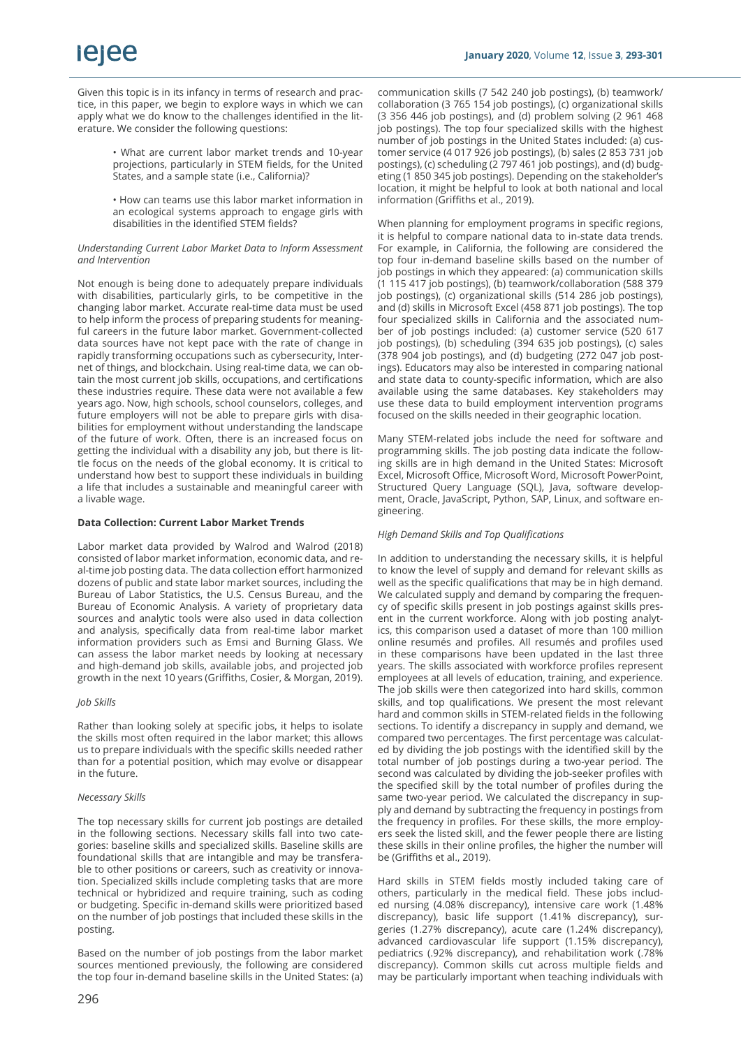Given this topic is in its infancy in terms of research and practice, in this paper, we begin to explore ways in which we can apply what we do know to the challenges identified in the literature. We consider the following questions:

- What are current labor market trends and 10-year projections, particularly in STEM fields, for the United States, and a sample state (i.e., California)?
- How can teams use this labor market information in an ecological systems approach to engage girls with disabilities in the identified STEM fields?

*Understanding Current Labor Market Data to Inform Assessment and Intervention*

Not enough is being done to adequately prepare individuals with disabilities, particularly girls, to be competitive in the changing labor market. Accurate real-time data must be used to help inform the process of preparing students for meaningful careers in the future labor market. Government-collected data sources have not kept pace with the rate of change in rapidly transforming occupations such as cybersecurity, Internet of things, and blockchain. Using real-time data, we can obtain the most current job skills, occupations, and certifications these industries require. These data were not available a few years ago. Now, high schools, school counselors, colleges, and future employers will not be able to prepare girls with disabilities for employment without understanding the landscape of the future of work. Often, there is an increased focus on getting the individual with a disability any job, but there is little focus on the needs of the global economy. It is critical to understand how best to support these individuals in building a life that includes a sustainable and meaningful career with a livable wage.

**Data Collection: Current Labor Market Trends**

Labor market data provided by Walrod and Walrod (2018) consisted of labor market information, economic data, and real-time job posting data. The data collection effort harmonized dozens of public and state labor market sources, including the Bureau of Labor Statistics, the U.S. Census Bureau, and the Bureau of Economic Analysis. A variety of proprietary data sources and analytic tools were also used in data collection and analysis, specifically data from real-time labor market information providers such as Emsi and Burning Glass. We can assess the labor market needs by looking at necessary and high-demand job skills, available jobs, and projected job growth in the next 10 years (Griffiths, Cosier, & Morgan, 2019).

*Job Skills*

Rather than looking solely at specific jobs, it helps to isolate the skills most often required in the labor market; this allows us to prepare individuals with the specific skills needed rather than for a potential position, which may evolve or disappear in the future.

*Necessary Skills*

The top necessary skills for current job postings are detailed in the following sections. Necessary skills fall into two categories: baseline skills and specialized skills. Baseline skills are foundational skills that are intangible and may be transferable to other positions or careers, such as creativity or innovation. Specialized skills include completing tasks that are more technical or hybridized and require training, such as coding or budgeting. Specific in-demand skills were prioritized based on the number of job postings that included these skills in the posting.

Based on the number of job postings from the labor market sources mentioned previously, the following are considered the top four in-demand baseline skills in the United States: (a) communication skills (7 542 240 job postings), (b) teamwork/collaboration (3 765 154 job postings), (c) organizational skills (3 356 446 job postings), and (d) problem solving (2 961 468 job postings). The top four specialized skills with the highest number of job postings in the United States included: (a) customer service (4 017 926 job postings), (b) sales (2 853 731 job postings), (c) scheduling (2 797 461 job postings), and (d) budgeting (1 850 345 job postings). Depending on the stakeholder's location, it might be helpful to look at both national and local information (Griffiths et al., 2019).

When planning for employment programs in specific regions, it is helpful to compare national data to in-state data trends. For example, in California, the following are considered the top four in-demand baseline skills based on the number of job postings in which they appeared: (a) communication skills (1 115 417 job postings), (b) teamwork/collaboration (588 379 job postings), (c) organizational skills (514 286 job postings), and (d) skills in Microsoft Excel (458 871 job postings). The top four specialized skills in California and the associated number of job postings included: (a) customer service (520 617 job postings), (b) scheduling (394 635 job postings), (c) sales (378 904 job postings), and (d) budgeting (272 047 job postings). Educators may also be interested in comparing national and state data to county-specific information, which are also available using the same databases. Key stakeholders may use these data to build employment intervention programs focused on the skills needed in their geographic location.

Many STEM-related jobs include the need for software and programming skills. The job posting data indicate the following skills are in high demand in the United States: Microsoft Excel, Microsoft Office, Microsoft Word, Microsoft PowerPoint, Structured Query Language (SQL), Java, software development, Oracle, JavaScript, Python, SAP, Linux, and software engineering.

*High Demand Skills and Top Qualifications*

In addition to understanding the necessary skills, it is helpful to know the level of supply and demand for relevant skills as well as the specific qualifications that may be in high demand. We calculated supply and demand by comparing the frequency of specific skills present in job postings against skills present in the current workforce. Along with job posting analytics, this comparison used a dataset of more than 100 million online resumés and profiles. All resumés and profiles used in these comparisons have been updated in the last three years. The skills associated with workforce profiles represent employees at all levels of education, training, and experience. The job skills were then categorized into hard skills, common skills, and top qualifications. We present the most relevant hard and common skills in STEM-related fields in the following sections. To identify a discrepancy in supply and demand, we compared two percentages. The first percentage was calculated by dividing the job postings with the identified skill by the total number of job postings during a two-year period. The second was calculated by dividing the job-seeker profiles with the specified skill by the total number of profiles during the same two-year period. We calculated the discrepancy in supply and demand by subtracting the frequency in postings from the frequency in profiles. For these skills, the more employers seek the listed skill, and the fewer people there are listing these skills in their online profiles, the higher the number will be (Griffiths et al., 2019).

Hard skills in STEM fields mostly included taking care of others, particularly in the medical field. These jobs included nursing (4.08% discrepancy), intensive care work (1.48% discrepancy), basic life support (1.41% discrepancy), surgeries (1.27% discrepancy), acute care (1.24% discrepancy), advanced cardiovascular life support (1.15% discrepancy), pediatrics (.92% discrepancy), and rehabilitation work (.78% discrepancy). Common skills cut across multiple fields and may be particularly important when teaching individuals with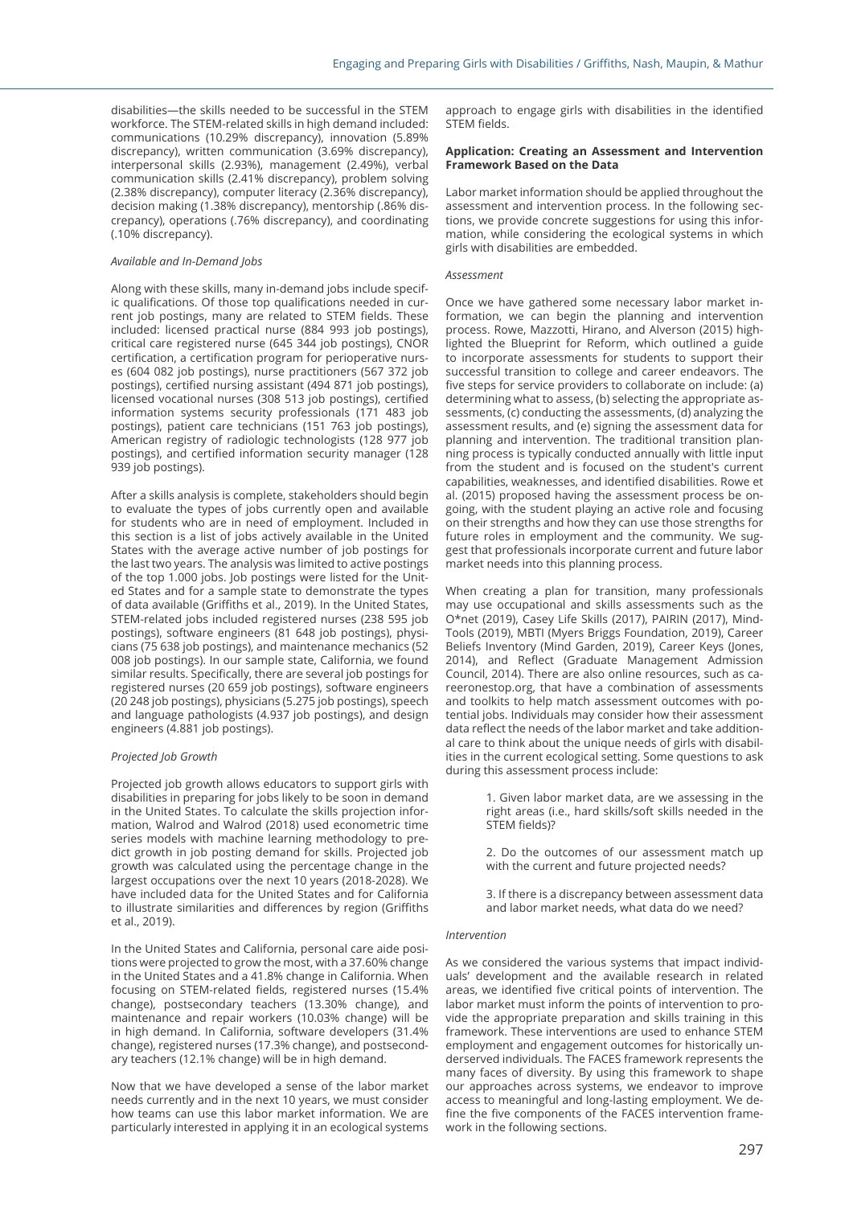disabilities—the skills needed to be successful in the STEM workforce. The STEM-related skills in high demand included: communications (10.29% discrepancy), innovation (5.89% discrepancy), written communication (3.69% discrepancy), interpersonal skills (2.93%), management (2.49%), verbal communication skills (2.41% discrepancy), problem solving (2.38% discrepancy), computer literacy (2.36% discrepancy), decision making (1.38% discrepancy), mentorship (.86% discrepancy), operations (.76% discrepancy), and coordinating (.10% discrepancy).

*Available and In-Demand Jobs*

Along with these skills, many in-demand jobs include specific qualifications. Of those top qualifications needed in current job postings, many are related to STEM fields. These included: licensed practical nurse (884 993 job postings), critical care registered nurse (645 344 job postings), CNOR certification, a certification program for perioperative nurses (604 082 job postings), nurse practitioners (567 372 job postings), certified nursing assistant (494 871 job postings), licensed vocational nurses (308 513 job postings), certified information systems security professionals (171 483 job postings), patient care technicians (151 763 job postings), American registry of radiologic technologists (128 977 job postings), and certified information security manager (128 939 job postings).

After a skills analysis is complete, stakeholders should begin to evaluate the types of jobs currently open and available for students who are in need of employment. Included in this section is a list of jobs actively available in the United States with the average active number of job postings for the last two years. The analysis was limited to active postings of the top 1.000 jobs. Job postings were listed for the United States and for a sample state to demonstrate the types of data available (Griffiths et al., 2019). In the United States, STEM-related jobs included registered nurses (238 595 job postings), software engineers (81 648 job postings), physicians (75 638 job postings), and maintenance mechanics (52 008 job postings). In our sample state, California, we found similar results. Specifically, there are several job postings for registered nurses (20 659 job postings), software engineers (20 248 job postings), physicians (5.275 job postings), speech and language pathologists (4.937 job postings), and design engineers (4.881 job postings).

*Projected Job Growth*

Projected job growth allows educators to support girls with disabilities in preparing for jobs likely to be soon in demand in the United States. To calculate the skills projection information, Walrod and Walrod (2018) used econometric time series models with machine learning methodology to predict growth in job posting demand for skills. Projected job growth was calculated using the percentage change in the largest occupations over the next 10 years (2018-2028). We have included data for the United States and for California to illustrate similarities and differences by region (Griffiths et al., 2019).

In the United States and California, personal care aide positions were projected to grow the most, with a 37.60% change in the United States and a 41.8% change in California. When focusing on STEM-related fields, registered nurses (15.4% change), postsecondary teachers (13.30% change), and maintenance and repair workers (10.03% change) will be in high demand. In California, software developers (31.4% change), registered nurses (17.3% change), and postsecondary teachers (12.1% change) will be in high demand.

Now that we have developed a sense of the labor market needs currently and in the next 10 years, we must consider how teams can use this labor market information. We are particularly interested in applying it in an ecological systems approach to engage girls with disabilities in the identified STEM fields.

**Application: Creating an Assessment and Intervention Framework Based on the Data**

Labor market information should be applied throughout the assessment and intervention process. In the following sections, we provide concrete suggestions for using this information, while considering the ecological systems in which girls with disabilities are embedded.

*Assessment*

Once we have gathered some necessary labor market information, we can begin the planning and intervention process. Rowe, Mazzotti, Hirano, and Alverson (2015) highlighted the Blueprint for Reform, which outlined a guide to incorporate assessments for students to support their successful transition to college and career endeavors. The five steps for service providers to collaborate on include: (a) determining what to assess, (b) selecting the appropriate assessments, (c) conducting the assessments, (d) analyzing the assessment results, and (e) signing the assessment data for planning and intervention. The traditional transition planning process is typically conducted annually with little input from the student and is focused on the student's current capabilities, weaknesses, and identified disabilities. Rowe et al. (2015) proposed having the assessment process be ongoing, with the student playing an active role and focusing on their strengths and how they can use those strengths for future roles in employment and the community. We suggest that professionals incorporate current and future labor market needs into this planning process.

When creating a plan for transition, many professionals may use occupational and skills assessments such as the O*net (2019), Casey Life Skills (2017), PAIRIN (2017), MindTools (2019), MBTI (Myers Briggs Foundation, 2019), Career Beliefs Inventory (Mind Garden, 2019), Career Keys (Jones, 2014), and Reflect (Graduate Management Admission Council, 2014). There are also online resources, such as careeronestop.org, that have a combination of assessments and toolkits to help match assessment outcomes with potential jobs. Individuals may consider how their assessment data reflect the needs of the labor market and take additional care to think about the unique needs of girls with disabilities in the current ecological setting. Some questions to ask during this assessment process include:

> 1. Given labor market data, are we assessing in the right areas (i.e., hard skills/soft skills needed in the STEM fields)?
>
> 2. Do the outcomes of our assessment match up with the current and future projected needs?
>
> 3. If there is a discrepancy between assessment data and labor market needs, what data do we need?

*Intervention*

As we considered the various systems that impact individuals' development and the available research in related areas, we identified five critical points of intervention. The labor market must inform the points of intervention to provide the appropriate preparation and skills training in this framework. These interventions are used to enhance STEM employment and engagement outcomes for historically underserved individuals. The FACES framework represents the many faces of diversity. By using this framework to shape our approaches across systems, we endeavor to improve access to meaningful and long-lasting employment. We define the five components of the FACES intervention framework in the following sections.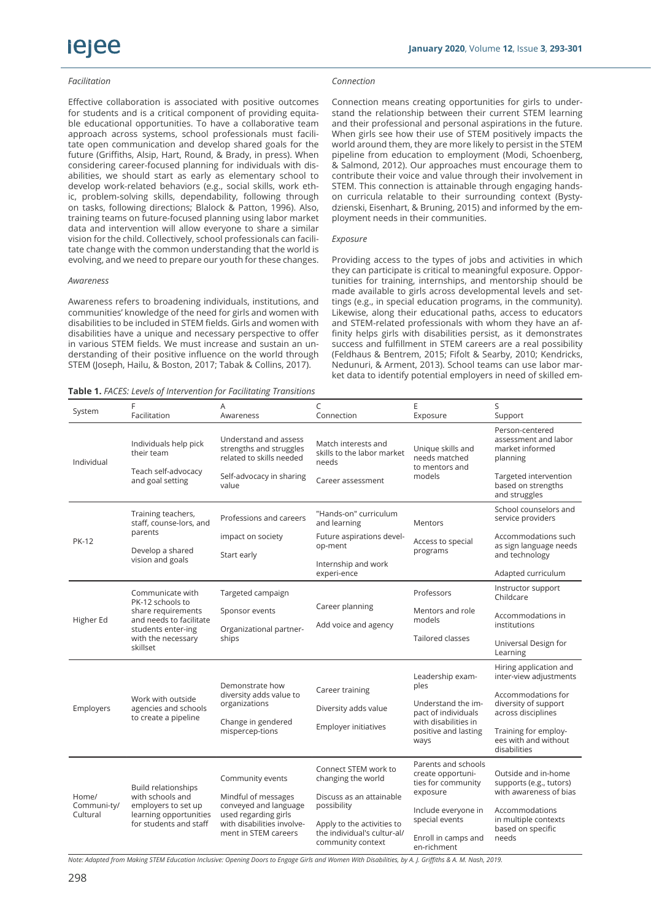*Facilitation*

Effective collaboration is associated with positive outcomes for students and is a critical component of providing equitable educational opportunities. To have a collaborative team approach across systems, school professionals must facilitate open communication and develop shared goals for the future (Griffiths, Alsip, Hart, Round, & Brady, in press). When considering career-focused planning for individuals with disabilities, we should start as early as elementary school to develop work-related behaviors (e.g., social skills, work ethic, problem-solving skills, dependability, following through on tasks, following directions; Blalock & Patton, 1996). Also, training teams on future-focused planning using labor market data and intervention will allow everyone to share a similar vision for the child. Collectively, school professionals can facilitate change with the common understanding that the world is evolving, and we need to prepare our youth for these changes.

*Awareness*

Awareness refers to broadening individuals, institutions, and communities' knowledge of the need for girls and women with disabilities to be included in STEM fields. Girls and women with disabilities have a unique and necessary perspective to offer in various STEM fields. We must increase and sustain an understanding of their positive influence on the world through STEM (Joseph, Hailu, & Boston, 2017; Tabak & Collins, 2017).

*Connection*

Connection means creating opportunities for girls to understand the relationship between their current STEM learning and their professional and personal aspirations in the future. When girls see how their use of STEM positively impacts the world around them, they are more likely to persist in the STEM pipeline from education to employment (Modi, Schoenberg, & Salmond, 2012). Our approaches must encourage them to contribute their voice and value through their involvement in STEM. This connection is attainable through engaging hands-on curricula relatable to their surrounding context (Bystydzienski, Eisenhart, & Bruning, 2015) and informed by the employment needs in their communities.

*Exposure*

Providing access to the types of jobs and activities in which they can participate is critical to meaningful exposure. Opportunities for training, internships, and mentorship should be made available to girls across developmental levels and settings (e.g., in special education programs, in the community). Likewise, along their educational paths, access to educators and STEM-related professionals with whom they have an affinity helps girls with disabilities persist, as it demonstrates success and fulfillment in STEM careers are a real possibility (Feldhaus & Bentrem, 2015; Fifolt & Searby, 2010; Kendricks, Nedunuri, & Arment, 2013). School teams can use labor market data to identify potential employers in need of skilled em-

**Table 1.** *FACES: Levels of Intervention for Facilitating Transitions*

| System | F<br>Facilitation | A<br>Awareness | C<br>Connection | E<br>Exposure | S<br>Support |
|---|---|---|---|---|---|
| Individual | Individuals help pick their team<br>Teach self-advocacy and goal setting | Understand and assess strengths and struggles related to skills needed<br>Self-advocacy in sharing value | Match interests and skills to the labor market needs<br>Career assessment | Unique skills and needs matched to mentors and models | Person-centered assessment and labor market informed planning<br>Targeted intervention based on strengths and struggles |
| PK-12 | Training teachers, staff, counse-lors, and parents<br>Develop a shared vision and goals | Professions and careers<br>impact on society<br>Start early | "Hands-on" curriculum and learning<br>Future aspirations devel-op-ment<br>Internship and work experi-ence | Mentors<br>Access to special programs | School counselors and service providers<br>Accommodations such as sign language needs and technology<br>Adapted curriculum |
| Higher Ed | Communicate with PK-12 schools to share requirements and needs to facilitate students enter-ing with the necessary skillset | Targeted campaign<br>Sponsor events<br>Organizational partner-ships | Career planning<br>Add voice and agency | Professors<br>Mentors and role models<br>Tailored classes | Instructor support Childcare<br>Accommodations in institutions<br>Universal Design for Learning |
| Employers | Work with outside agencies and schools to create a pipeline | Demonstrate how diversity adds value to organizations<br>Change in gendered mispercep-tions | Career training<br>Diversity adds value<br>Employer initiatives | Leadership exam-ples<br>Understand the im-pact of individuals with disabilities in positive and lasting ways | Hiring application and inter-view adjustments<br>Accommodations for diversity of support across disciplines<br>Training for employ-ees with and without disabilities |
| Home/ Communi-ty/ Cultural | Build relationships with schools and employers to set up learning opportunities for students and staff | Community events<br>Mindful of messages conveyed and language used regarding girls with disabilities involve-ment in STEM careers | Connect STEM work to changing the world<br>Discuss as an attainable possibility<br>Apply to the activities to the individual's cultur-al/ community context | Parents and schools create opportuni-ties for community exposure<br>Include everyone in special events<br>Enroll in camps and en-richment | Outside and in-home supports (e.g., tutors) with awareness of bias<br>Accommodations in multiple contexts based on specific needs |

*Note: Adapted from Making STEM Education Inclusive: Opening Doors to Engage Girls and Women With Disabilities, by A. J. Griffiths & A. M. Nash, 2019.*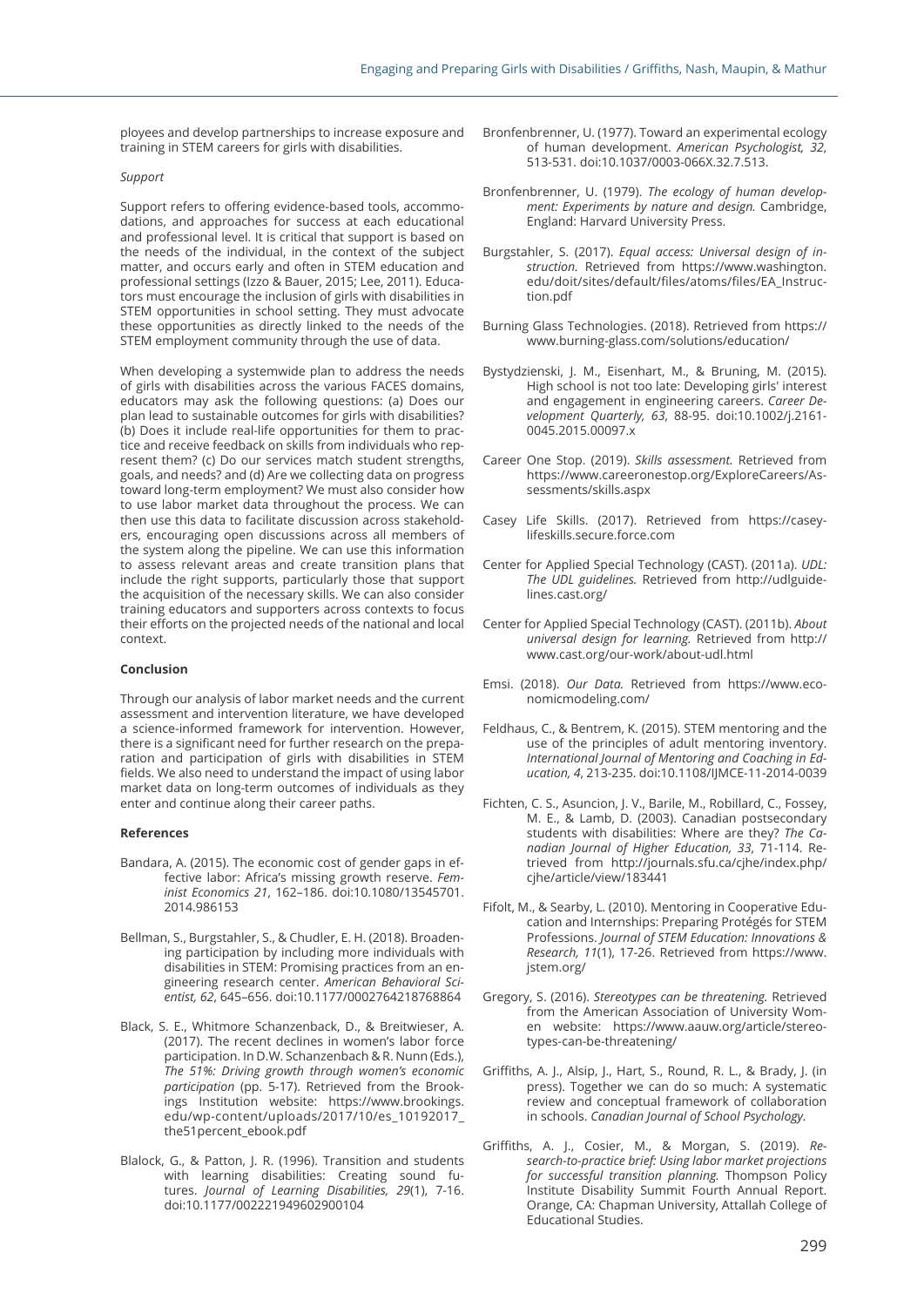ployees and develop partnerships to increase exposure and training in STEM careers for girls with disabilities.

*Support*

Support refers to offering evidence-based tools, accommodations, and approaches for success at each educational and professional level. It is critical that support is based on the needs of the individual, in the context of the subject matter, and occurs early and often in STEM education and professional settings (Izzo & Bauer, 2015; Lee, 2011). Educators must encourage the inclusion of girls with disabilities in STEM opportunities in school setting. They must advocate these opportunities as directly linked to the needs of the STEM employment community through the use of data.

When developing a systemwide plan to address the needs of girls with disabilities across the various FACES domains, educators may ask the following questions: (a) Does our plan lead to sustainable outcomes for girls with disabilities? (b) Does it include real-life opportunities for them to practice and receive feedback on skills from individuals who represent them? (c) Do our services match student strengths, goals, and needs? and (d) Are we collecting data on progress toward long-term employment? We must also consider how to use labor market data throughout the process. We can then use this data to facilitate discussion across stakeholders, encouraging open discussions across all members of the system along the pipeline. We can use this information to assess relevant areas and create transition plans that include the right supports, particularly those that support the acquisition of the necessary skills. We can also consider training educators and supporters across contexts to focus their efforts on the projected needs of the national and local context.

**Conclusion**

Through our analysis of labor market needs and the current assessment and intervention literature, we have developed a science-informed framework for intervention. However, there is a significant need for further research on the preparation and participation of girls with disabilities in STEM fields. We also need to understand the impact of using labor market data on long-term outcomes of individuals as they enter and continue along their career paths.

**References**

Bandara, A. (2015). The economic cost of gender gaps in effective labor: Africa's missing growth reserve. *Feminist Economics 21*, 162–186. doi:10.1080/13545701.2014.986153

Bellman, S., Burgstahler, S., & Chudler, E. H. (2018). Broadening participation by including more individuals with disabilities in STEM: Promising practices from an engineering research center. *American Behavioral Scientist, 62*, 645–656. doi:10.1177/0002764218768864

Black, S. E., Whitmore Schanzenback, D., & Breitwieser, A. (2017). The recent declines in women's labor force participation. In D.W. Schanzenbach & R. Nunn (Eds.), *The 51%: Driving growth through women's economic participation* (pp. 5-17). Retrieved from the Brookings Institution website: https://www.brookings.edu/wp-content/uploads/2017/10/es_10192017_the51percent_ebook.pdf

Blalock, G., & Patton, J. R. (1996). Transition and students with learning disabilities: Creating sound futures. *Journal of Learning Disabilities, 29*(1), 7-16. doi:10.1177/002221949602900104

Bronfenbrenner, U. (1977). Toward an experimental ecology of human development. *American Psychologist, 32*, 513-531. doi:10.1037/0003-066X.32.7.513.

Bronfenbrenner, U. (1979). *The ecology of human development: Experiments by nature and design.* Cambridge, England: Harvard University Press.

Burgstahler, S. (2017). *Equal access: Universal design of instruction.* Retrieved from https://www.washington.edu/doit/sites/default/files/atoms/files/EA_Instruction.pdf

Burning Glass Technologies. (2018). Retrieved from https://www.burning-glass.com/solutions/education/

Bystydzienski, J. M., Eisenhart, M., & Bruning, M. (2015). High school is not too late: Developing girls' interest and engagement in engineering careers. *Career Development Quarterly, 63*, 88-95. doi:10.1002/j.2161-0045.2015.00097.x

Career One Stop. (2019). *Skills assessment.* Retrieved from https://www.careeronestop.org/ExploreCareers/Assessments/skills.aspx

Casey Life Skills. (2017). Retrieved from https://caseylifeskills.secure.force.com

Center for Applied Special Technology (CAST). (2011a). *UDL: The UDL guidelines.* Retrieved from http://udlguidelines.cast.org/

Center for Applied Special Technology (CAST). (2011b). *About universal design for learning.* Retrieved from http://www.cast.org/our-work/about-udl.html

Emsi. (2018). *Our Data.* Retrieved from https://www.economicmodeling.com/

Feldhaus, C., & Bentrem, K. (2015). STEM mentoring and the use of the principles of adult mentoring inventory. *International Journal of Mentoring and Coaching in Education, 4*, 213-235. doi:10.1108/IJMCE-11-2014-0039

Fichten, C. S., Asuncion, J. V., Barile, M., Robillard, C., Fossey, M. E., & Lamb, D. (2003). Canadian postsecondary students with disabilities: Where are they? *The Canadian Journal of Higher Education, 33*, 71-114. Retrieved from http://journals.sfu.ca/cjhe/index.php/cjhe/article/view/183441

Fifolt, M., & Searby, L. (2010). Mentoring in Cooperative Education and Internships: Preparing Protégés for STEM Professions. *Journal of STEM Education: Innovations & Research, 11*(1), 17-26. Retrieved from https://www.jstem.org/

Gregory, S. (2016). *Stereotypes can be threatening.* Retrieved from the American Association of University Women website: https://www.aauw.org/article/stereotypes-can-be-threatening/

Griffiths, A. J., Alsip, J., Hart, S., Round, R. L., & Brady, J. (in press). Together we can do so much: A systematic review and conceptual framework of collaboration in schools. *Canadian Journal of School Psychology.*

Griffiths, A. J., Cosier, M., & Morgan, S. (2019). *Research-to-practice brief: Using labor market projections for successful transition planning.* Thompson Policy Institute Disability Summit Fourth Annual Report. Orange, CA: Chapman University, Attallah College of Educational Studies.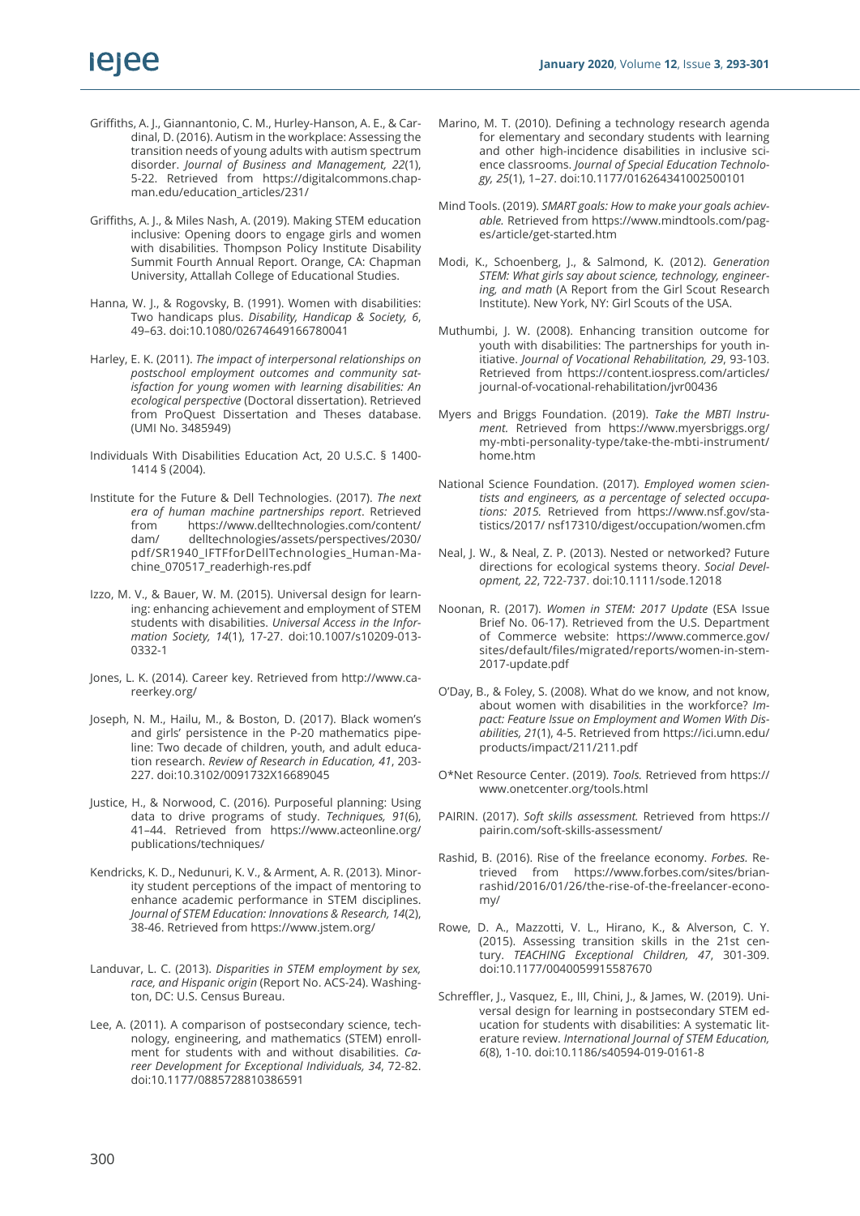Griffiths, A. J., Giannantonio, C. M., Hurley-Hanson, A. E., & Cardinal, D. (2016). Autism in the workplace: Assessing the transition needs of young adults with autism spectrum disorder. *Journal of Business and Management, 22*(1), 5-22. Retrieved from https://digitalcommons.chapman.edu/education_articles/231/

Griffiths, A. J., & Miles Nash, A. (2019). Making STEM education inclusive: Opening doors to engage girls and women with disabilities. Thompson Policy Institute Disability Summit Fourth Annual Report. Orange, CA: Chapman University, Attallah College of Educational Studies.

Hanna, W. J., & Rogovsky, B. (1991). Women with disabilities: Two handicaps plus. *Disability, Handicap & Society, 6*, 49–63. doi:10.1080/02674649166780041

Harley, E. K. (2011). *The impact of interpersonal relationships on postschool employment outcomes and community satisfaction for young women with learning disabilities: An ecological perspective* (Doctoral dissertation). Retrieved from ProQuest Dissertation and Theses database. (UMI No. 3485949)

Individuals With Disabilities Education Act, 20 U.S.C. § 1400-1414 § (2004).

Institute for the Future & Dell Technologies. (2017). *The next era of human machine partnerships report*. Retrieved from https://www.delltechnologies.com/content/dam/ delltechnologies/assets/perspectives/2030/pdf/SR1940_IFTFforDellTechnologies_Human-Machine_070517_readerhigh-res.pdf

Izzo, M. V., & Bauer, W. M. (2015). Universal design for learning: enhancing achievement and employment of STEM students with disabilities. *Universal Access in the Information Society, 14*(1), 17-27. doi:10.1007/s10209-013-0332-1

Jones, L. K. (2014). Career key. Retrieved from http://www.careerkey.org/

Joseph, N. M., Hailu, M., & Boston, D. (2017). Black women's and girls' persistence in the P-20 mathematics pipeline: Two decade of children, youth, and adult education research. *Review of Research in Education, 41*, 203-227. doi:10.3102/0091732X16689045

Justice, H., & Norwood, C. (2016). Purposeful planning: Using data to drive programs of study. *Techniques, 91*(6), 41–44. Retrieved from https://www.acteonline.org/publications/techniques/

Kendricks, K. D., Nedunuri, K. V., & Arment, A. R. (2013). Minority student perceptions of the impact of mentoring to enhance academic performance in STEM disciplines. *Journal of STEM Education: Innovations & Research, 14*(2), 38-46. Retrieved from https://www.jstem.org/

Landuvar, L. C. (2013). *Disparities in STEM employment by sex, race, and Hispanic origin* (Report No. ACS-24). Washington, DC: U.S. Census Bureau.

Lee, A. (2011). A comparison of postsecondary science, technology, engineering, and mathematics (STEM) enrollment for students with and without disabilities. *Career Development for Exceptional Individuals, 34*, 72-82. doi:10.1177/0885728810386591

Marino, M. T. (2010). Defining a technology research agenda for elementary and secondary students with learning and other high-incidence disabilities in inclusive science classrooms. *Journal of Special Education Technology, 25*(1), 1–27. doi:10.1177/016264341002500101

Mind Tools. (2019). *SMART goals: How to make your goals achievable.* Retrieved from https://www.mindtools.com/pages/article/get-started.htm

Modi, K., Schoenberg, J., & Salmond, K. (2012). *Generation STEM: What girls say about science, technology, engineering, and math* (A Report from the Girl Scout Research Institute). New York, NY: Girl Scouts of the USA.

Muthumbi, J. W. (2008). Enhancing transition outcome for youth with disabilities: The partnerships for youth initiative. *Journal of Vocational Rehabilitation, 29*, 93-103. Retrieved from https://content.iospress.com/articles/journal-of-vocational-rehabilitation/jvr00436

Myers and Briggs Foundation. (2019). *Take the MBTI Instrument.* Retrieved from https://www.myersbriggs.org/my-mbti-personality-type/take-the-mbti-instrument/home.htm

National Science Foundation. (2017). *Employed women scientists and engineers, as a percentage of selected occupations: 2015.* Retrieved from https://www.nsf.gov/statistics/2017/ nsf17310/digest/occupation/women.cfm

Neal, J. W., & Neal, Z. P. (2013). Nested or networked? Future directions for ecological systems theory. *Social Development, 22*, 722-737. doi:10.1111/sode.12018

Noonan, R. (2017). *Women in STEM: 2017 Update* (ESA Issue Brief No. 06-17). Retrieved from the U.S. Department of Commerce website: https://www.commerce.gov/sites/default/files/migrated/reports/women-in-stem-2017-update.pdf

O'Day, B., & Foley, S. (2008). What do we know, and not know, about women with disabilities in the workforce? *Impact: Feature Issue on Employment and Women With Disabilities, 21*(1), 4-5. Retrieved from https://ici.umn.edu/products/impact/211/211.pdf

O*Net Resource Center. (2019). *Tools.* Retrieved from https://www.onetcenter.org/tools.html

PAIRIN. (2017). *Soft skills assessment.* Retrieved from https://pairin.com/soft-skills-assessment/

Rashid, B. (2016). Rise of the freelance economy. *Forbes.* Retrieved from https://www.forbes.com/sites/brianrashid/2016/01/26/the-rise-of-the-freelancer-economy/

Rowe, D. A., Mazzotti, V. L., Hirano, K., & Alverson, C. Y. (2015). Assessing transition skills in the 21st century. *TEACHING Exceptional Children, 47*, 301-309. doi:10.1177/0040059915587670

Schreffler, J., Vasquez, E., III, Chini, J., & James, W. (2019). Universal design for learning in postsecondary STEM education for students with disabilities: A systematic literature review. *International Journal of STEM Education, 6*(8), 1-10. doi:10.1186/s40594-019-0161-8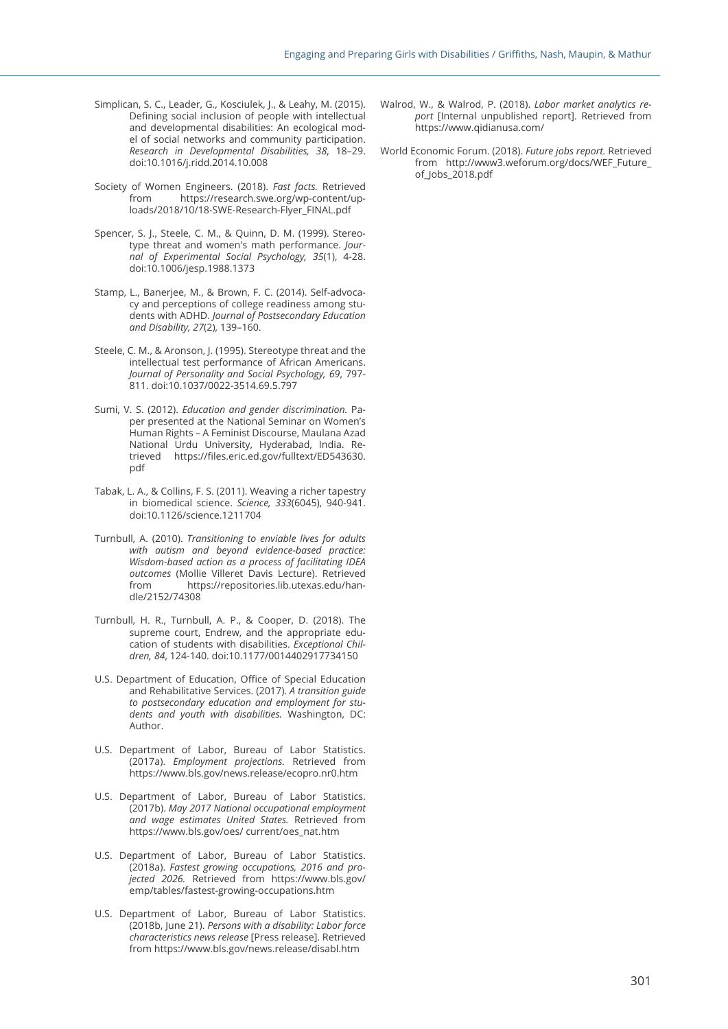Simplican, S. C., Leader, G., Kosciulek, J., & Leahy, M. (2015). Defining social inclusion of people with intellectual and developmental disabilities: An ecological model of social networks and community participation. *Research in Developmental Disabilities, 38*, 18–29. doi:10.1016/j.ridd.2014.10.008

Society of Women Engineers. (2018). *Fast facts.* Retrieved from https://research.swe.org/wp-content/uploads/2018/10/18-SWE-Research-Flyer_FINAL.pdf

Spencer, S. J., Steele, C. M., & Quinn, D. M. (1999). Stereotype threat and women's math performance. *Journal of Experimental Social Psychology, 35*(1), 4-28. doi:10.1006/jesp.1988.1373

Stamp, L., Banerjee, M., & Brown, F. C. (2014). Self-advocacy and perceptions of college readiness among students with ADHD. *Journal of Postsecondary Education and Disability, 27*(2), 139–160.

Steele, C. M., & Aronson, J. (1995). Stereotype threat and the intellectual test performance of African Americans. *Journal of Personality and Social Psychology, 69*, 797-811. doi:10.1037/0022-3514.69.5.797

Sumi, V. S. (2012). *Education and gender discrimination.* Paper presented at the National Seminar on Women's Human Rights – A Feminist Discourse, Maulana Azad National Urdu University, Hyderabad, India. Retrieved https://files.eric.ed.gov/fulltext/ED543630.pdf

Tabak, L. A., & Collins, F. S. (2011). Weaving a richer tapestry in biomedical science. *Science, 333*(6045), 940-941. doi:10.1126/science.1211704

Turnbull, A. (2010). *Transitioning to enviable lives for adults with autism and beyond evidence-based practice: Wisdom-based action as a process of facilitating IDEA outcomes* (Mollie Villeret Davis Lecture). Retrieved from https://repositories.lib.utexas.edu/handle/2152/74308

Turnbull, H. R., Turnbull, A. P., & Cooper, D. (2018). The supreme court, Endrew, and the appropriate education of students with disabilities. *Exceptional Children, 84*, 124-140. doi:10.1177/0014402917734150

U.S. Department of Education, Office of Special Education and Rehabilitative Services. (2017). *A transition guide to postsecondary education and employment for students and youth with disabilities.* Washington, DC: Author.

U.S. Department of Labor, Bureau of Labor Statistics. (2017a). *Employment projections.* Retrieved from https://www.bls.gov/news.release/ecopro.nr0.htm

U.S. Department of Labor, Bureau of Labor Statistics. (2017b). *May 2017 National occupational employment and wage estimates United States.* Retrieved from https://www.bls.gov/oes/ current/oes_nat.htm

U.S. Department of Labor, Bureau of Labor Statistics. (2018a). *Fastest growing occupations, 2016 and projected 2026.* Retrieved from https://www.bls.gov/emp/tables/fastest-growing-occupations.htm

U.S. Department of Labor, Bureau of Labor Statistics. (2018b, June 21). *Persons with a disability: Labor force characteristics news release* [Press release]. Retrieved from https://www.bls.gov/news.release/disabl.htm

Walrod, W., & Walrod, P. (2018). *Labor market analytics report* [Internal unpublished report]. Retrieved from https://www.qidianusa.com/

World Economic Forum. (2018). *Future jobs report.* Retrieved from http://www3.weforum.org/docs/WEF_Future_of_Jobs_2018.pdf